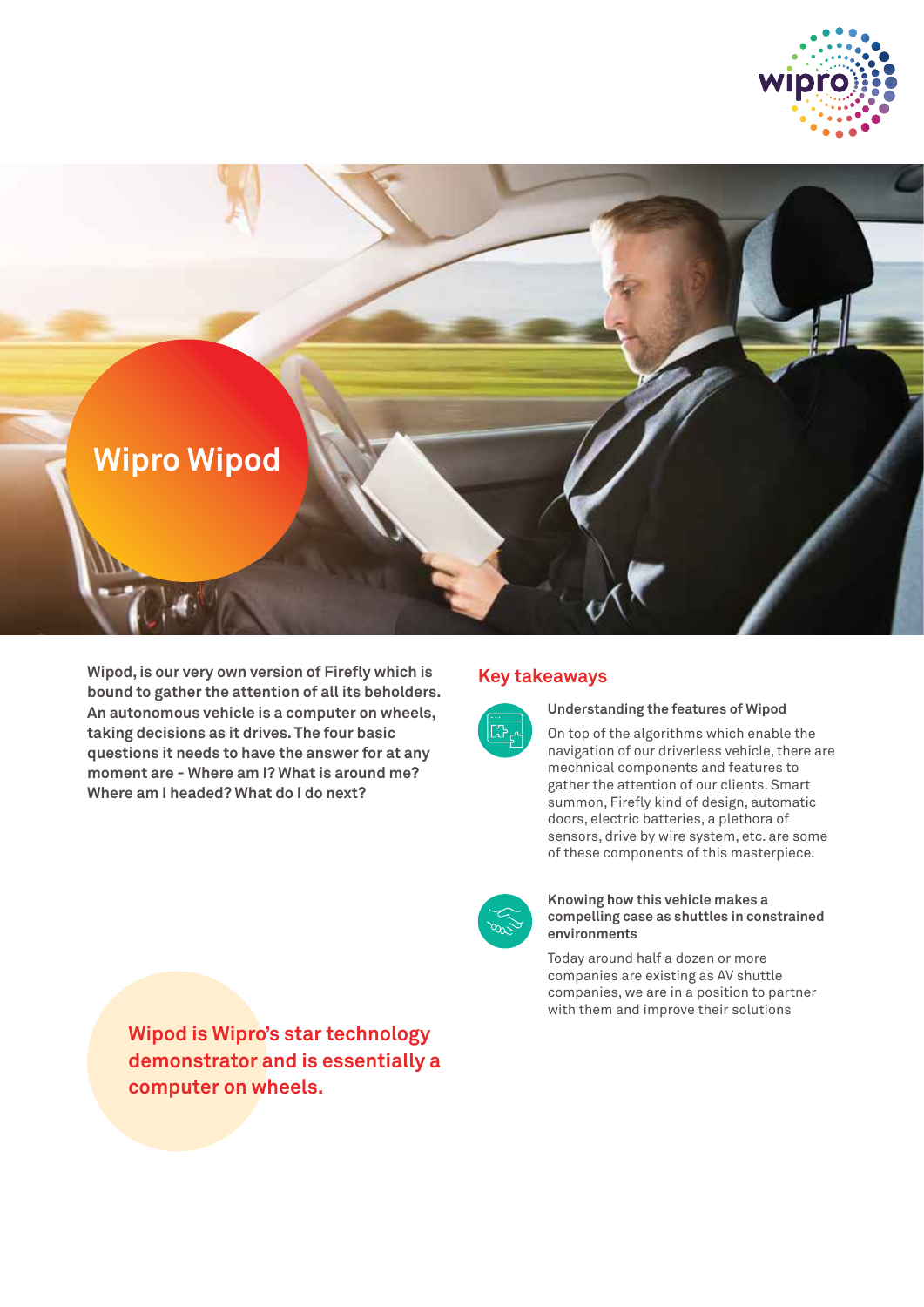# Wipro Wipod

**Wipod, is our very own version of Firefly which is bound to gather the attention of all its beholders. An autonomous vehicle is a computer on wheels, taking decisions as it drives. The four basic questions it needs to have the answer for at any moment are - Where am I? What is around me? Where am I headed? What do I do next?**

## Key takeaways

### Understanding the features of Wipod

On top of the algorithms which enable the navigation of our driverless vehicle, there are mechnical components and features to gather the attention of our clients. Smart summon, Firefly kind of design, automatic doors, electric batteries, a plethora of sensors, drive by wire system, etc. are some of these components of this masterpiece.

### Knowing how this vehicle makes a compelling case as shuttles in constrained environments

Today around half a dozen or more companies are existing as AV shuttle companies, we are in a position to partner with them and improve their solutions

**Wipod is Wipro's star technology demonstrator and is essentially a computer on wheels.**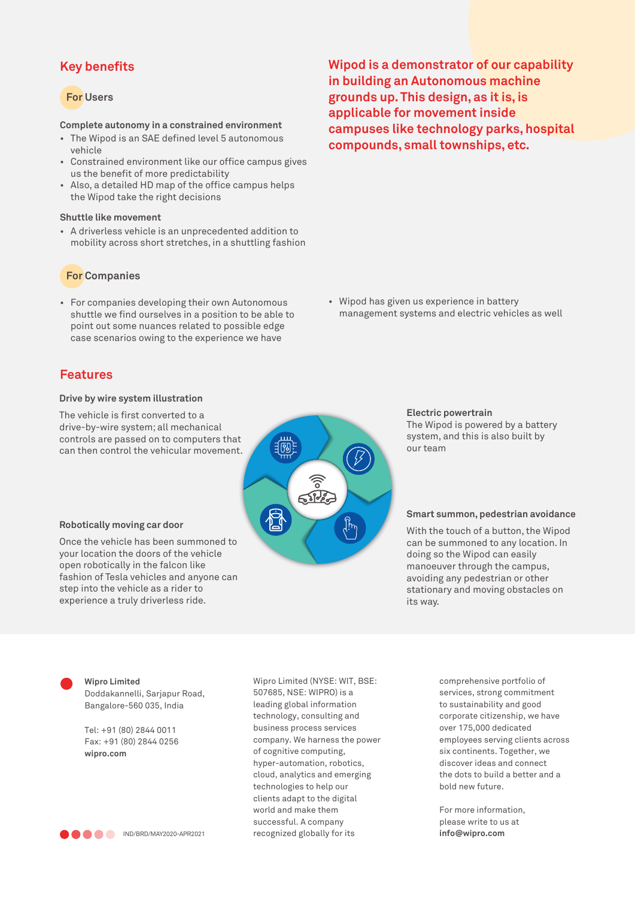## Key benefits

### For Users

**Complete autonomy in a constrained environment**

- The Wipod is an SAE defined level 5 autonomous vehicle
- Constrained environment like our office campus gives us the benefit of more predictability
- Also, a detailed HD map of the office campus helps the Wipod take the right decisions

**Shuttle like movement**

- A driverless vehicle is an unprecedented addition to mobility across short stretches, in a shuttling fashion

**Wipod is a demonstrator of our capability in building an Autonomous machine grounds up. This design, as it is, is applicable for movement inside campuses like technology parks, hospital compounds, small townships, etc.**

### For Companies

- For companies developing their own Autonomous shuttle we find ourselves in a position to be able to point out some nuances related to possible edge case scenarios owing to the experience we have
- Wipod has given us experience in battery management systems and electric vehicles as well

## Features

**Drive by wire system illustration**

The vehicle is first converted to a drive-by-wire system; all mechanical controls are passed on to computers that can then control the vehicular movement.

**Robotically moving car door**

Once the vehicle has been summoned to your location the doors of the vehicle open robotically in the falcon like fashion of Tesla vehicles and anyone can step into the vehicle as a rider to experience a truly driverless ride.

**Electric powertrain**

The Wipod is powered by a battery system, and this is also built by our team

**Smart summon, pedestrian avoidance**

With the touch of a button, the Wipod can be summoned to any location. In doing so the Wipod can easily manoeuver through the campus, avoiding any pedestrian or other stationary and moving obstacles on its way.

---

**Wipro Limited**
Doddakannelli, Sarjapur Road,
Bangalore-560 035, India

Tel: +91 (80) 2844 0011
Fax: +91 (80) 2844 0256
**wipro.com**

Wipro Limited (NYSE: WIT, BSE: 507685, NSE: WIPRO) is a leading global information technology, consulting and business process services company. We harness the power of cognitive computing, hyper-automation, robotics, cloud, analytics and emerging technologies to help our clients adapt to the digital world and make them successful. A company recognized globally for its comprehensive portfolio of services, strong commitment to sustainability and good corporate citizenship, we have over 175,000 dedicated employees serving clients across six continents. Together, we discover ideas and connect the dots to build a better and a bold new future.

For more information, please write to us at **info@wipro.com**

IND/BRD/MAY2020-APR2021